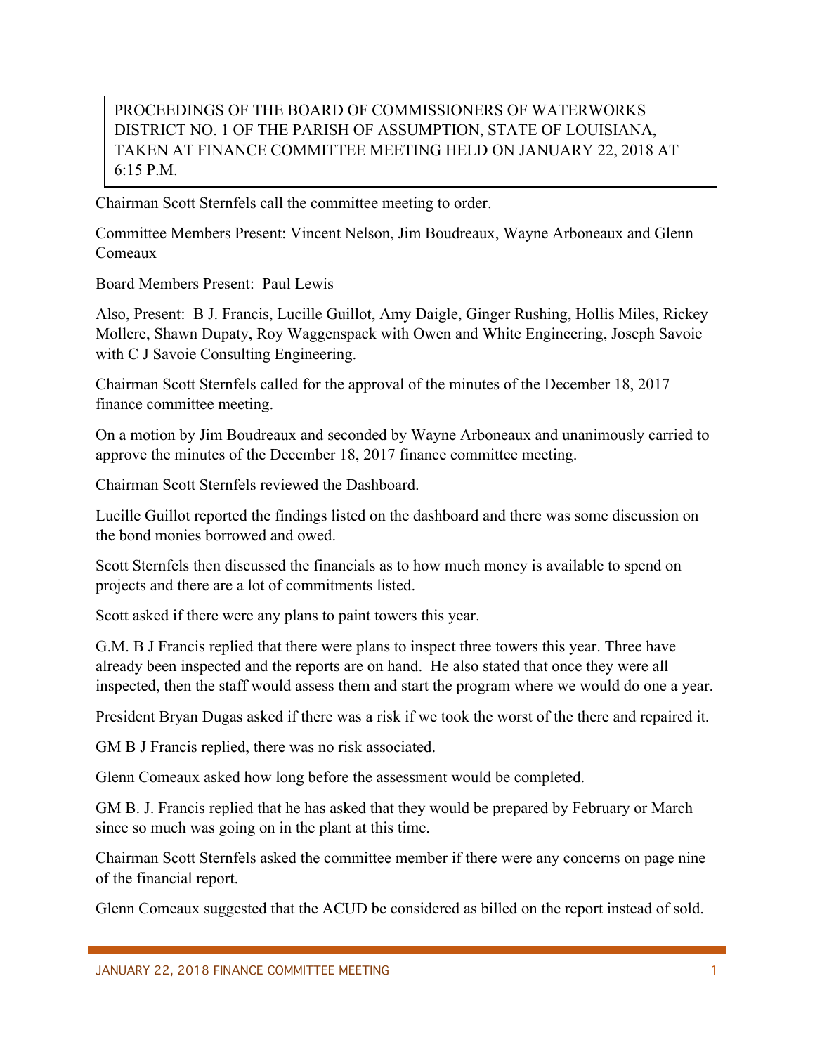PROCEEDINGS OF THE BOARD OF COMMISSIONERS OF WATERWORKS DISTRICT NO. 1 OF THE PARISH OF ASSUMPTION, STATE OF LOUISIANA, TAKEN AT FINANCE COMMITTEE MEETING HELD ON JANUARY 22, 2018 AT 6:15 P.M.

Chairman Scott Sternfels call the committee meeting to order.

Committee Members Present: Vincent Nelson, Jim Boudreaux, Wayne Arboneaux and Glenn Comeaux

Board Members Present: Paul Lewis

Also, Present: B J. Francis, Lucille Guillot, Amy Daigle, Ginger Rushing, Hollis Miles, Rickey Mollere, Shawn Dupaty, Roy Waggenspack with Owen and White Engineering, Joseph Savoie with C J Savoie Consulting Engineering.

Chairman Scott Sternfels called for the approval of the minutes of the December 18, 2017 finance committee meeting.

On a motion by Jim Boudreaux and seconded by Wayne Arboneaux and unanimously carried to approve the minutes of the December 18, 2017 finance committee meeting.

Chairman Scott Sternfels reviewed the Dashboard.

Lucille Guillot reported the findings listed on the dashboard and there was some discussion on the bond monies borrowed and owed.

Scott Sternfels then discussed the financials as to how much money is available to spend on projects and there are a lot of commitments listed.

Scott asked if there were any plans to paint towers this year.

G.M. B J Francis replied that there were plans to inspect three towers this year. Three have already been inspected and the reports are on hand. He also stated that once they were all inspected, then the staff would assess them and start the program where we would do one a year.

President Bryan Dugas asked if there was a risk if we took the worst of the there and repaired it.

GM B J Francis replied, there was no risk associated.

Glenn Comeaux asked how long before the assessment would be completed.

GM B. J. Francis replied that he has asked that they would be prepared by February or March since so much was going on in the plant at this time.

Chairman Scott Sternfels asked the committee member if there were any concerns on page nine of the financial report.

Glenn Comeaux suggested that the ACUD be considered as billed on the report instead of sold.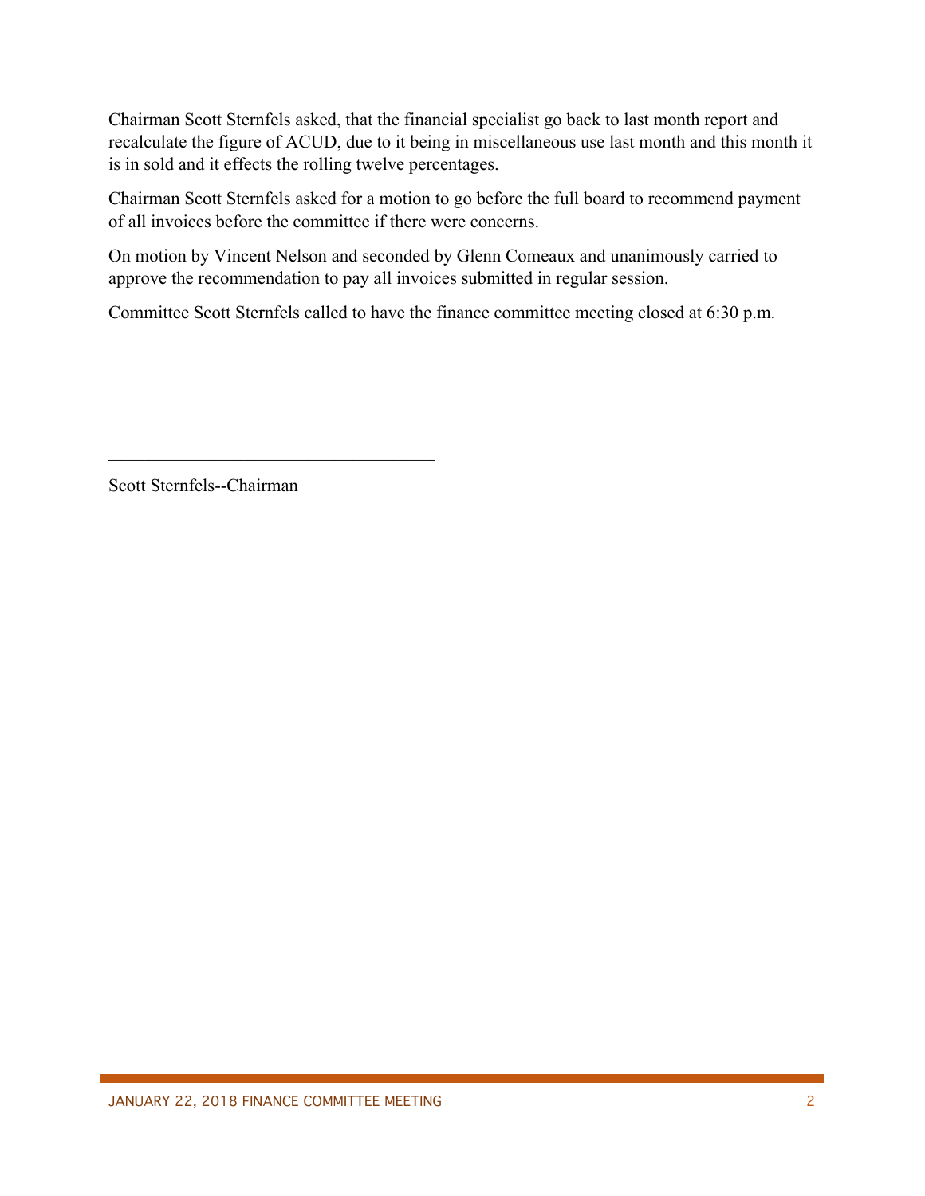Chairman Scott Sternfels asked, that the financial specialist go back to last month report and recalculate the figure of ACUD, due to it being in miscellaneous use last month and this month it is in sold and it effects the rolling twelve percentages.

Chairman Scott Sternfels asked for a motion to go before the full board to recommend payment of all invoices before the committee if there were concerns.

On motion by Vincent Nelson and seconded by Glenn Comeaux and unanimously carried to approve the recommendation to pay all invoices submitted in regular session.

Committee Scott Sternfels called to have the finance committee meeting closed at 6:30 p.m.

\_\_\_\_\_\_\_\_\_\_\_\_\_\_\_\_\_\_\_\_\_\_\_\_\_\_\_\_\_\_\_\_\_\_\_\_\_

Scott Sternfels--Chairman